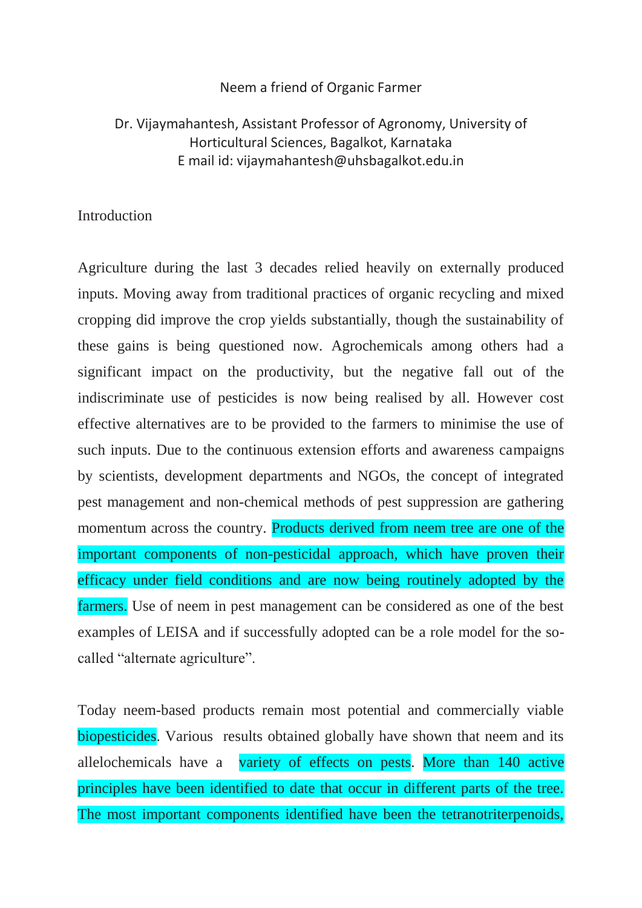# Neem a friend of Organic Farmer

Dr. Vijaymahantesh, Assistant Professor of Agronomy, University of Horticultural Sciences, Bagalkot, Karnataka
E mail id: vijaymahantesh@uhsbagalkot.edu.in

## Introduction

Agriculture during the last 3 decades relied heavily on externally produced inputs. Moving away from traditional practices of organic recycling and mixed cropping did improve the crop yields substantially, though the sustainability of these gains is being questioned now. Agrochemicals among others had a significant impact on the productivity, but the negative fall out of the indiscriminate use of pesticides is now being realised by all. However cost effective alternatives are to be provided to the farmers to minimise the use of such inputs. Due to the continuous extension efforts and awareness campaigns by scientists, development departments and NGOs, the concept of integrated pest management and non-chemical methods of pest suppression are gathering momentum across the country. Products derived from neem tree are one of the important components of non-pesticidal approach, which have proven their efficacy under field conditions and are now being routinely adopted by the farmers. Use of neem in pest management can be considered as one of the best examples of LEISA and if successfully adopted can be a role model for the so-called "alternate agriculture".

Today neem-based products remain most potential and commercially viable biopesticides. Various results obtained globally have shown that neem and its allelochemicals have a variety of effects on pests. More than 140 active principles have been identified to date that occur in different parts of the tree. The most important components identified have been the tetranotriterpenoids,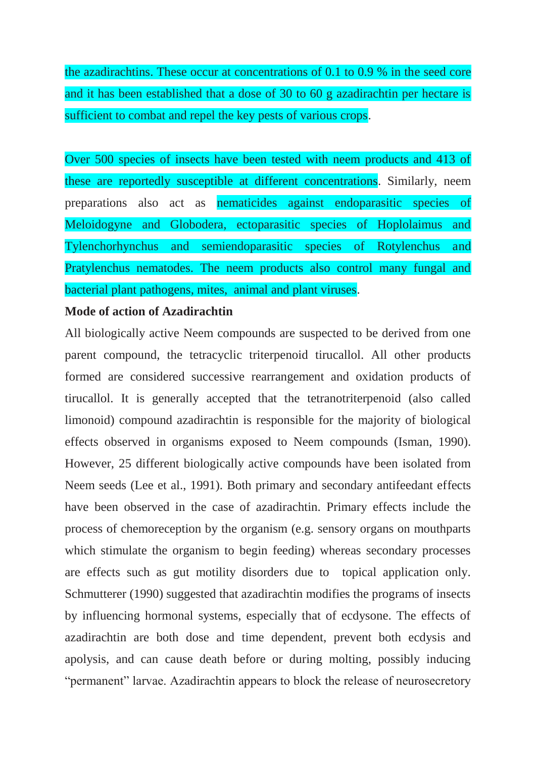the azadirachtins. These occur at concentrations of 0.1 to 0.9 % in the seed core and it has been established that a dose of 30 to 60 g azadirachtin per hectare is sufficient to combat and repel the key pests of various crops.

Over 500 species of insects have been tested with neem products and 413 of these are reportedly susceptible at different concentrations. Similarly, neem preparations also act as nematicides against endoparasitic species of Meloidogyne and Globodera, ectoparasitic species of Hoplolaimus and Tylenchorhynchus and semiendoparasitic species of Rotylenchus and Pratylenchus nematodes. The neem products also control many fungal and bacterial plant pathogens, mites, animal and plant viruses.

**Mode of action of Azadirachtin**

All biologically active Neem compounds are suspected to be derived from one parent compound, the tetracyclic triterpenoid tirucallol. All other products formed are considered successive rearrangement and oxidation products of tirucallol. It is generally accepted that the tetranotriterpenoid (also called limonoid) compound azadirachtin is responsible for the majority of biological effects observed in organisms exposed to Neem compounds (Isman, 1990). However, 25 different biologically active compounds have been isolated from Neem seeds (Lee et al., 1991). Both primary and secondary antifeedant effects have been observed in the case of azadirachtin. Primary effects include the process of chemoreception by the organism (e.g. sensory organs on mouthparts which stimulate the organism to begin feeding) whereas secondary processes are effects such as gut motility disorders due to topical application only. Schmutterer (1990) suggested that azadirachtin modifies the programs of insects by influencing hormonal systems, especially that of ecdysone. The effects of azadirachtin are both dose and time dependent, prevent both ecdysis and apolysis, and can cause death before or during molting, possibly inducing "permanent" larvae. Azadirachtin appears to block the release of neurosecretory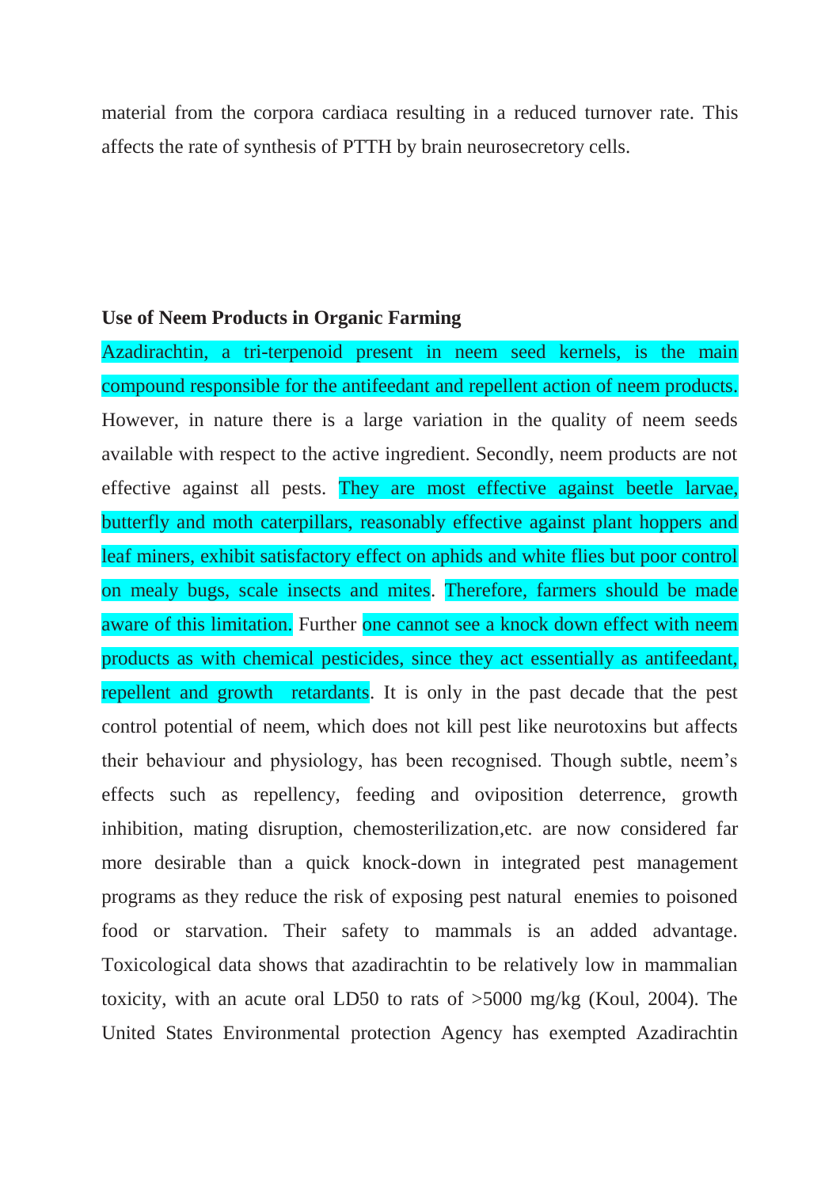material from the corpora cardiaca resulting in a reduced turnover rate. This affects the rate of synthesis of PTTH by brain neurosecretory cells.

**Use of Neem Products in Organic Farming**

Azadirachtin, a tri-terpenoid present in neem seed kernels, is the main compound responsible for the antifeedant and repellent action of neem products. However, in nature there is a large variation in the quality of neem seeds available with respect to the active ingredient. Secondly, neem products are not effective against all pests. They are most effective against beetle larvae, butterfly and moth caterpillars, reasonably effective against plant hoppers and leaf miners, exhibit satisfactory effect on aphids and white flies but poor control on mealy bugs, scale insects and mites. Therefore, farmers should be made aware of this limitation. Further one cannot see a knock down effect with neem products as with chemical pesticides, since they act essentially as antifeedant, repellent and growth retardants. It is only in the past decade that the pest control potential of neem, which does not kill pest like neurotoxins but affects their behaviour and physiology, has been recognised. Though subtle, neem's effects such as repellency, feeding and oviposition deterrence, growth inhibition, mating disruption, chemosterilization,etc. are now considered far more desirable than a quick knock-down in integrated pest management programs as they reduce the risk of exposing pest natural enemies to poisoned food or starvation. Their safety to mammals is an added advantage. Toxicological data shows that azadirachtin to be relatively low in mammalian toxicity, with an acute oral LD50 to rats of >5000 mg/kg (Koul, 2004). The United States Environmental protection Agency has exempted Azadirachtin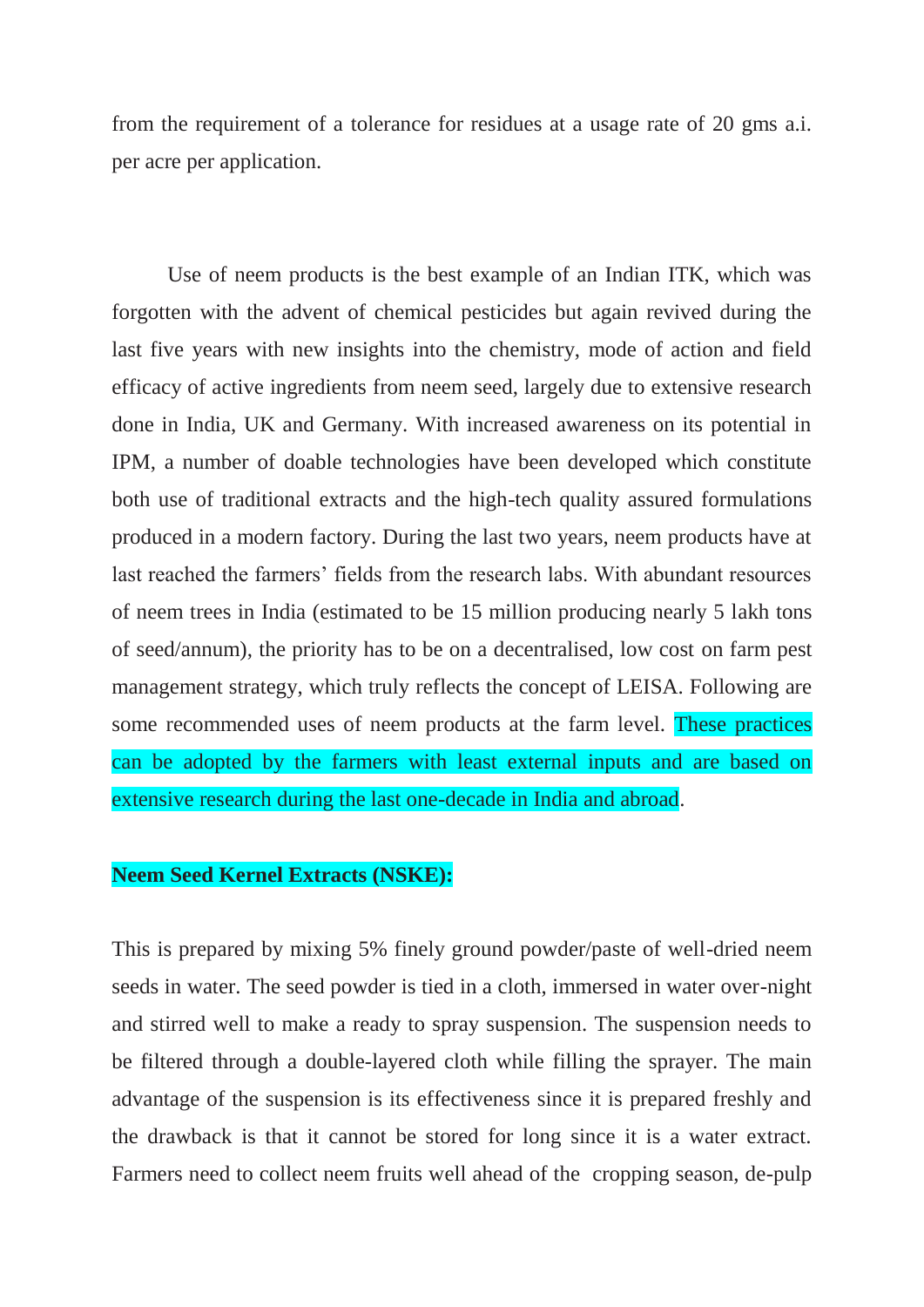from the requirement of a tolerance for residues at a usage rate of 20 gms a.i. per acre per application.

Use of neem products is the best example of an Indian ITK, which was forgotten with the advent of chemical pesticides but again revived during the last five years with new insights into the chemistry, mode of action and field efficacy of active ingredients from neem seed, largely due to extensive research done in India, UK and Germany. With increased awareness on its potential in IPM, a number of doable technologies have been developed which constitute both use of traditional extracts and the high-tech quality assured formulations produced in a modern factory. During the last two years, neem products have at last reached the farmers' fields from the research labs. With abundant resources of neem trees in India (estimated to be 15 million producing nearly 5 lakh tons of seed/annum), the priority has to be on a decentralised, low cost on farm pest management strategy, which truly reflects the concept of LEISA. Following are some recommended uses of neem products at the farm level. These practices can be adopted by the farmers with least external inputs and are based on extensive research during the last one-decade in India and abroad.

**Neem Seed Kernel Extracts (NSKE):**

This is prepared by mixing 5% finely ground powder/paste of well-dried neem seeds in water. The seed powder is tied in a cloth, immersed in water over-night and stirred well to make a ready to spray suspension. The suspension needs to be filtered through a double-layered cloth while filling the sprayer. The main advantage of the suspension is its effectiveness since it is prepared freshly and the drawback is that it cannot be stored for long since it is a water extract. Farmers need to collect neem fruits well ahead of the cropping season, de-pulp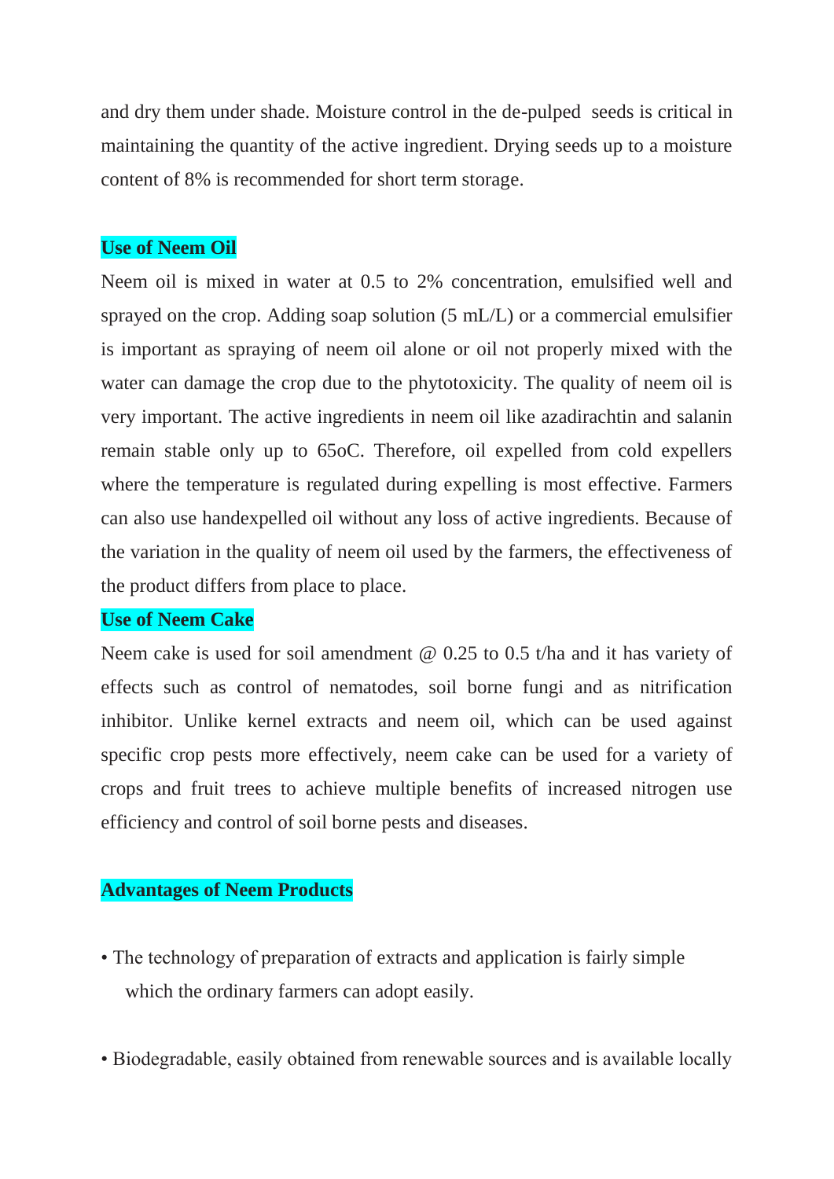and dry them under shade. Moisture control in the de-pulped seeds is critical in maintaining the quantity of the active ingredient. Drying seeds up to a moisture content of 8% is recommended for short term storage.

## Use of Neem Oil

Neem oil is mixed in water at 0.5 to 2% concentration, emulsified well and sprayed on the crop. Adding soap solution (5 mL/L) or a commercial emulsifier is important as spraying of neem oil alone or oil not properly mixed with the water can damage the crop due to the phytotoxicity. The quality of neem oil is very important. The active ingredients in neem oil like azadirachtin and salanin remain stable only up to 65oC. Therefore, oil expelled from cold expellers where the temperature is regulated during expelling is most effective. Farmers can also use handexpelled oil without any loss of active ingredients. Because of the variation in the quality of neem oil used by the farmers, the effectiveness of the product differs from place to place.

## Use of Neem Cake

Neem cake is used for soil amendment @ 0.25 to 0.5 t/ha and it has variety of effects such as control of nematodes, soil borne fungi and as nitrification inhibitor. Unlike kernel extracts and neem oil, which can be used against specific crop pests more effectively, neem cake can be used for a variety of crops and fruit trees to achieve multiple benefits of increased nitrogen use efficiency and control of soil borne pests and diseases.

## Advantages of Neem Products

- The technology of preparation of extracts and application is fairly simple which the ordinary farmers can adopt easily.
- Biodegradable, easily obtained from renewable sources and is available locally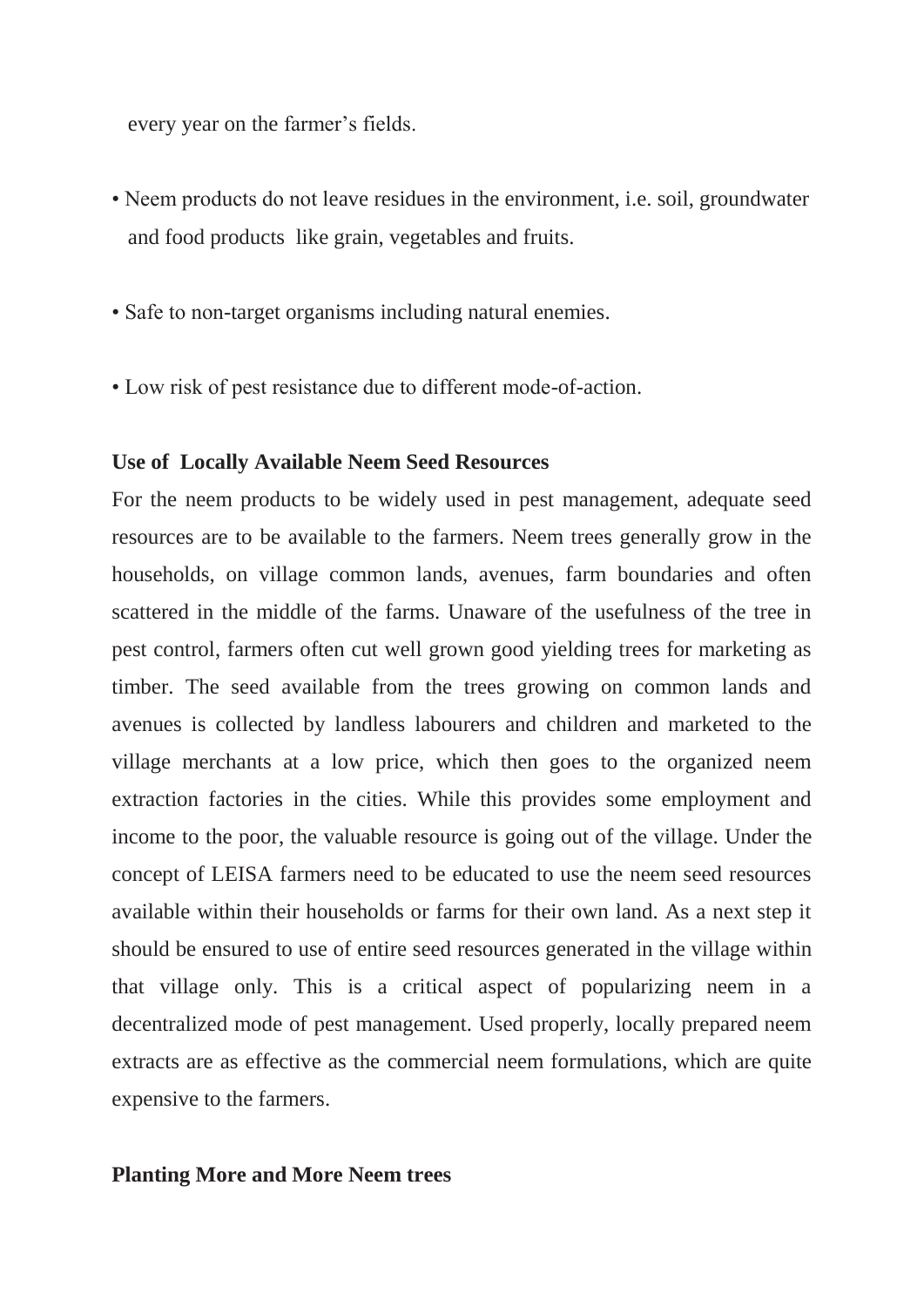every year on the farmer's fields.

- Neem products do not leave residues in the environment, i.e. soil, groundwater and food products like grain, vegetables and fruits.
- Safe to non-target organisms including natural enemies.
- Low risk of pest resistance due to different mode-of-action.

**Use of Locally Available Neem Seed Resources**

For the neem products to be widely used in pest management, adequate seed resources are to be available to the farmers. Neem trees generally grow in the households, on village common lands, avenues, farm boundaries and often scattered in the middle of the farms. Unaware of the usefulness of the tree in pest control, farmers often cut well grown good yielding trees for marketing as timber. The seed available from the trees growing on common lands and avenues is collected by landless labourers and children and marketed to the village merchants at a low price, which then goes to the organized neem extraction factories in the cities. While this provides some employment and income to the poor, the valuable resource is going out of the village. Under the concept of LEISA farmers need to be educated to use the neem seed resources available within their households or farms for their own land. As a next step it should be ensured to use of entire seed resources generated in the village within that village only. This is a critical aspect of popularizing neem in a decentralized mode of pest management. Used properly, locally prepared neem extracts are as effective as the commercial neem formulations, which are quite expensive to the farmers.

**Planting More and More Neem trees**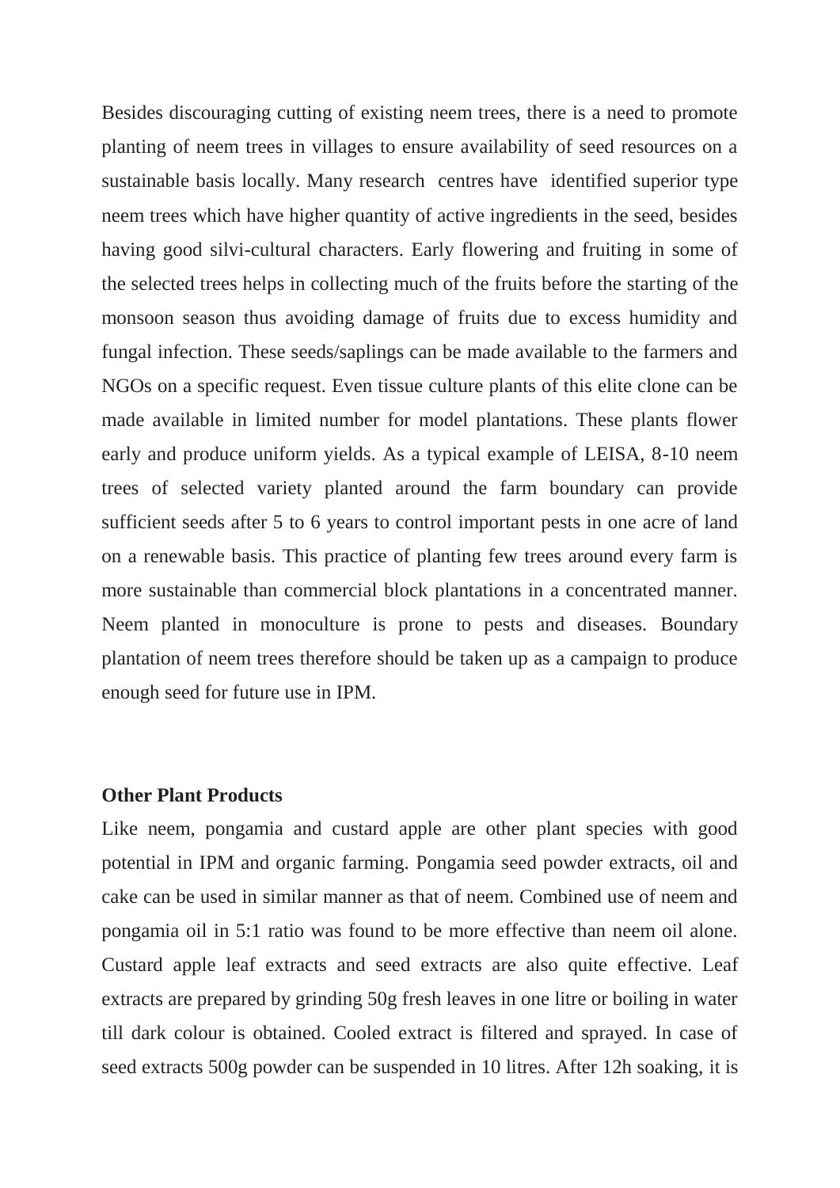Besides discouraging cutting of existing neem trees, there is a need to promote planting of neem trees in villages to ensure availability of seed resources on a sustainable basis locally. Many research centres have identified superior type neem trees which have higher quantity of active ingredients in the seed, besides having good silvi-cultural characters. Early flowering and fruiting in some of the selected trees helps in collecting much of the fruits before the starting of the monsoon season thus avoiding damage of fruits due to excess humidity and fungal infection. These seeds/saplings can be made available to the farmers and NGOs on a specific request. Even tissue culture plants of this elite clone can be made available in limited number for model plantations. These plants flower early and produce uniform yields. As a typical example of LEISA, 8-10 neem trees of selected variety planted around the farm boundary can provide sufficient seeds after 5 to 6 years to control important pests in one acre of land on a renewable basis. This practice of planting few trees around every farm is more sustainable than commercial block plantations in a concentrated manner. Neem planted in monoculture is prone to pests and diseases. Boundary plantation of neem trees therefore should be taken up as a campaign to produce enough seed for future use in IPM.

**Other Plant Products**

Like neem, pongamia and custard apple are other plant species with good potential in IPM and organic farming. Pongamia seed powder extracts, oil and cake can be used in similar manner as that of neem. Combined use of neem and pongamia oil in 5:1 ratio was found to be more effective than neem oil alone. Custard apple leaf extracts and seed extracts are also quite effective. Leaf extracts are prepared by grinding 50g fresh leaves in one litre or boiling in water till dark colour is obtained. Cooled extract is filtered and sprayed. In case of seed extracts 500g powder can be suspended in 10 litres. After 12h soaking, it is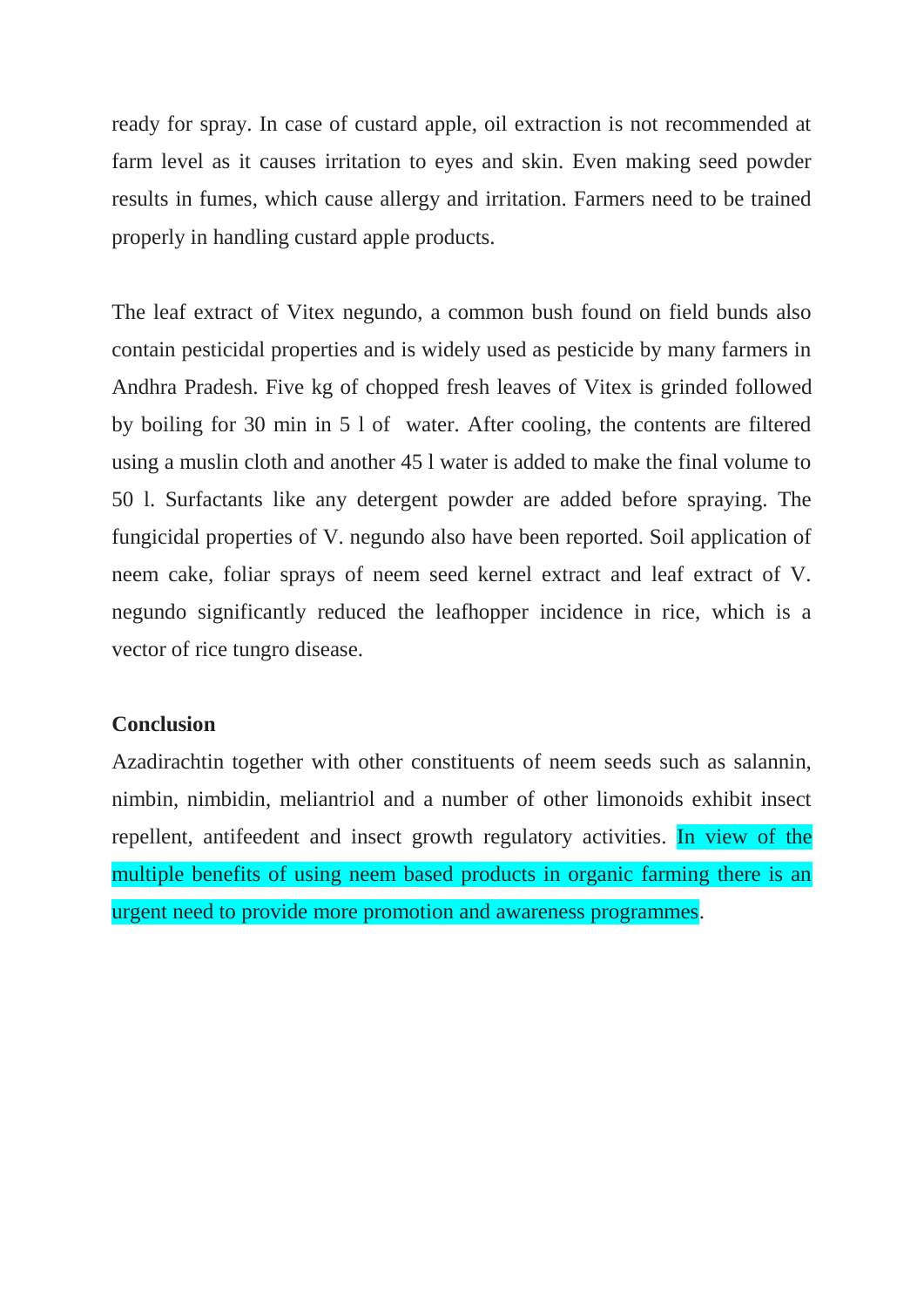ready for spray. In case of custard apple, oil extraction is not recommended at farm level as it causes irritation to eyes and skin. Even making seed powder results in fumes, which cause allergy and irritation. Farmers need to be trained properly in handling custard apple products.

The leaf extract of Vitex negundo, a common bush found on field bunds also contain pesticidal properties and is widely used as pesticide by many farmers in Andhra Pradesh. Five kg of chopped fresh leaves of Vitex is grinded followed by boiling for 30 min in 5 l of water. After cooling, the contents are filtered using a muslin cloth and another 45 l water is added to make the final volume to 50 l. Surfactants like any detergent powder are added before spraying. The fungicidal properties of V. negundo also have been reported. Soil application of neem cake, foliar sprays of neem seed kernel extract and leaf extract of V. negundo significantly reduced the leafhopper incidence in rice, which is a vector of rice tungro disease.

**Conclusion**

Azadirachtin together with other constituents of neem seeds such as salannin, nimbin, nimbidin, meliantriol and a number of other limonoids exhibit insect repellent, antifeedent and insect growth regulatory activities. In view of the multiple benefits of using neem based products in organic farming there is an urgent need to provide more promotion and awareness programmes.